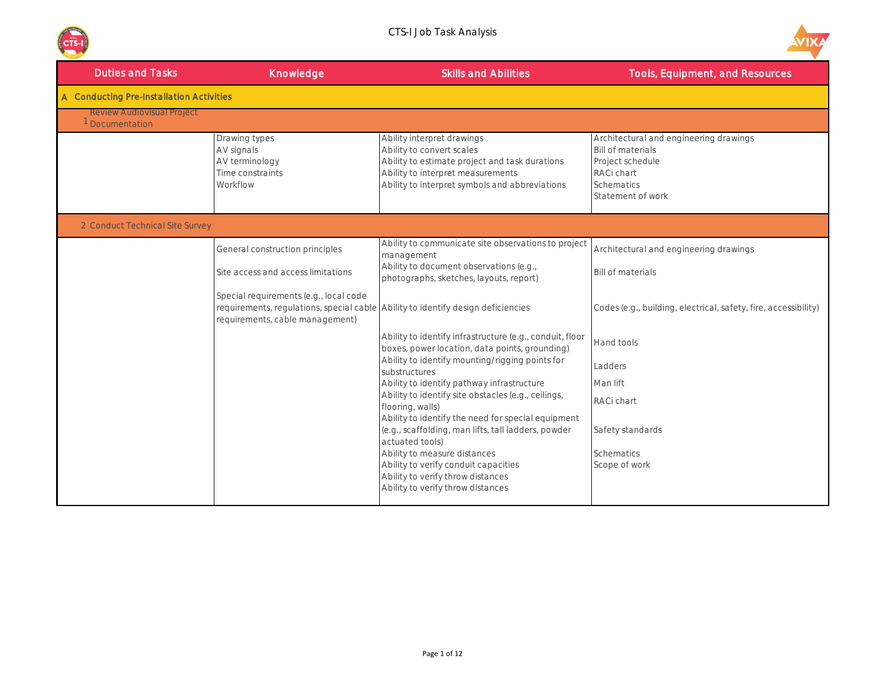# CTS-I Job Task Analysis

| Duties and Tasks | Knowledge | Skills and Abilities | Tools, Equipment, and Resources |
|---|---|---|---|
| **A Conducting Pre-Installation Activities** | | | |
| 1 Review Audiovisual Project Documentation | | | |
| | Drawing types<br>AV signals<br>AV terminology<br>Time constraints<br>Workflow | Ability interpret drawings<br>Ability to convert scales<br>Ability to estimate project and task durations<br>Ability to interpret measurements<br>Ability to interpret symbols and abbreviations | Architectural and engineering drawings<br>Bill of materials<br>Project schedule<br>RACi chart<br>Schematics<br>Statement of work |
| 2 Conduct Technical Site Survey | | | |
| | General construction principles<br>Site access and access limitations<br>Special requirements (e.g., local code requirements, regulations, special cable requirements, cable management) | Ability to communicate site observations to project management<br>Ability to document observations (e.g., photographs, sketches, layouts, report)<br>Ability to identify design deficiencies<br>Ability to identify infrastructure (e.g., conduit, floor boxes, power location, data points, grounding)<br>Ability to identify mounting/rigging points for substructures<br>Ability to identify pathway infrastructure<br>Ability to identify site obstacles (e.g., ceilings, flooring, walls)<br>Ability to identify the need for special equipment (e.g., scaffolding, man lifts, tall ladders, powder actuated tools)<br>Ability to measure distances<br>Ability to verify conduit capacities<br>Ability to verify throw distances<br>Ability to verify throw distances | Architectural and engineering drawings<br>Bill of materials<br>Codes (e.g., building, electrical, safety, fire, accessibility)<br>Hand tools<br>Ladders<br>Man lift<br>RACi chart<br>Safety standards<br>Schematics<br>Scope of work |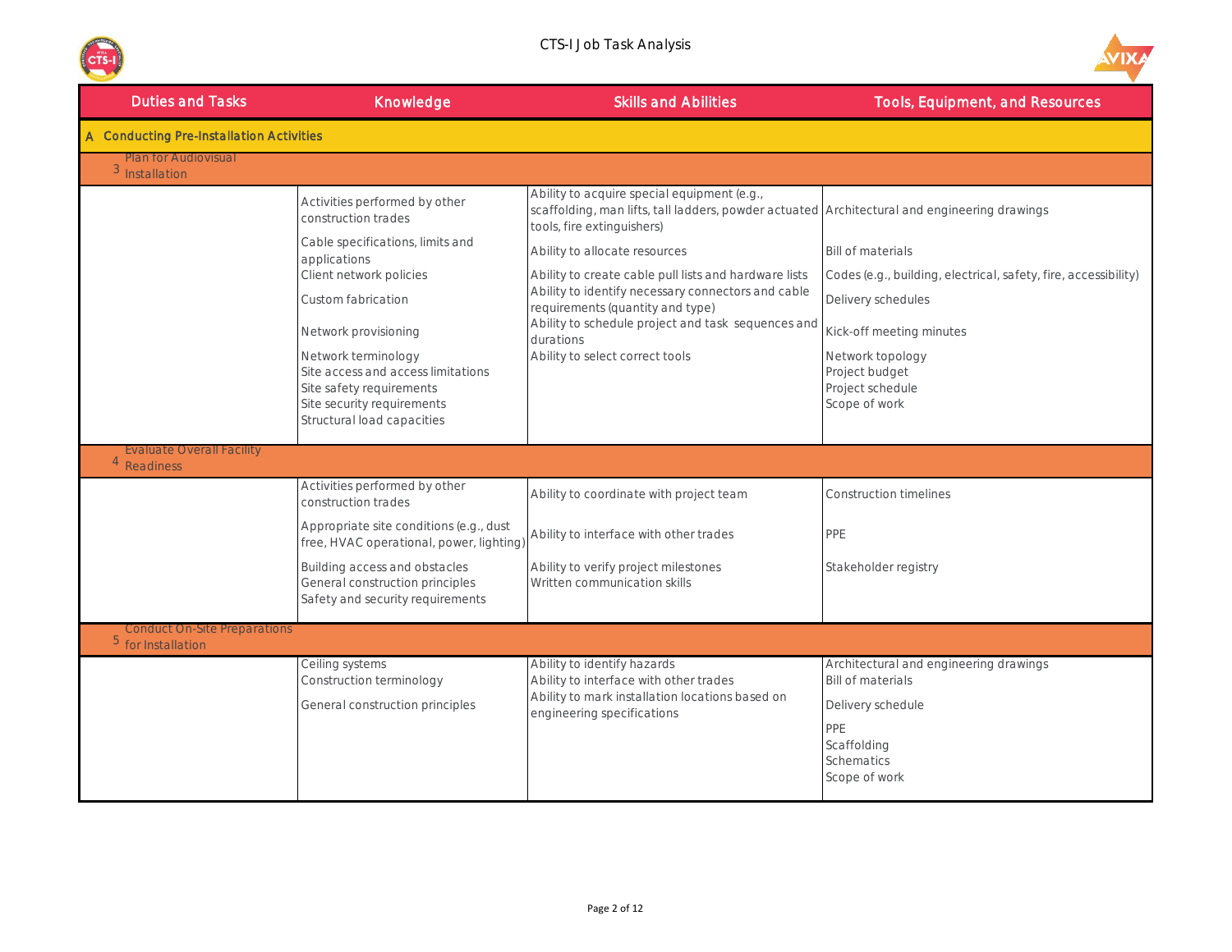| Duties and Tasks | Knowledge | Skills and Abilities | Tools, Equipment, and Resources |
|---|---|---|---|
| **A Conducting Pre-Installation Activities** | | | |
| 3 Plan for Audiovisual Installation | | | |
| | Activities performed by other construction trades<br>Cable specifications, limits and applications<br>Client network policies<br>Custom fabrication<br>Network provisioning<br>Network terminology<br>Site access and access limitations<br>Site safety requirements<br>Site security requirements<br>Structural load capacities | Ability to acquire special equipment (e.g., scaffolding, man lifts, tall ladders, powder actuated tools, fire extinguishers)<br>Ability to allocate resources<br>Ability to create cable pull lists and hardware lists<br>Ability to identify necessary connectors and cable requirements (quantity and type)<br>Ability to schedule project and task sequences and durations<br>Ability to select correct tools | Architectural and engineering drawings<br>Bill of materials<br>Codes (e.g., building, electrical, safety, fire, accessibility)<br>Delivery schedules<br>Kick-off meeting minutes<br>Network topology<br>Project budget<br>Project schedule<br>Scope of work |
| 4 Evaluate Overall Facility Readiness | | | |
| | Activities performed by other construction trades<br>Appropriate site conditions (e.g., dust free, HVAC operational, power, lighting)<br>Building access and obstacles<br>General construction principles<br>Safety and security requirements | Ability to coordinate with project team<br>Ability to interface with other trades<br>Ability to verify project milestones<br>Written communication skills | Construction timelines<br>PPE<br>Stakeholder registry |
| 5 Conduct On-Site Preparations for Installation | | | |
| | Ceiling systems<br>Construction terminology<br>General construction principles | Ability to identify hazards<br>Ability to interface with other trades<br>Ability to mark installation locations based on engineering specifications | Architectural and engineering drawings<br>Bill of materials<br>Delivery schedule<br>PPE<br>Scaffolding<br>Schematics<br>Scope of work |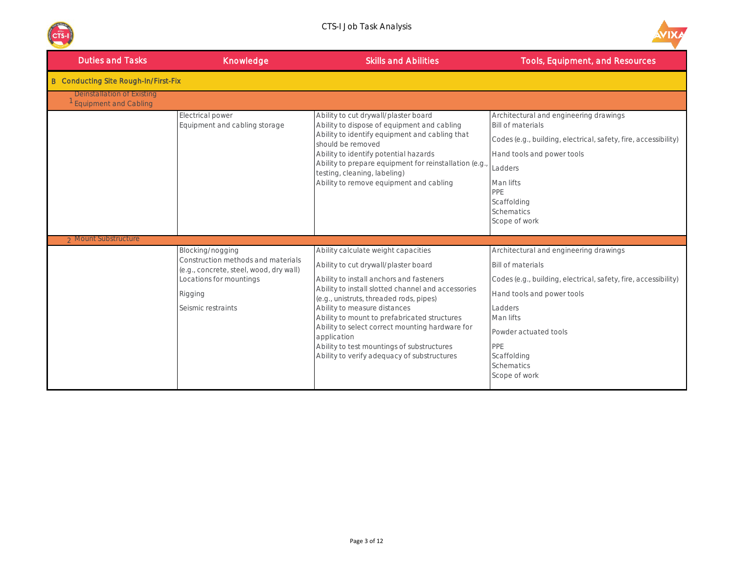| Duties and Tasks | Knowledge | Skills and Abilities | Tools, Equipment, and Resources |
|---|---|---|---|
| **B Conducting Site Rough-In/First-Fix** | | | |
| 1 Deinstallation of Existing Equipment and Cabling | | | |
| | Electrical power<br>Equipment and cabling storage | Ability to cut drywall/plaster board<br>Ability to dispose of equipment and cabling<br>Ability to identify equipment and cabling that should be removed<br>Ability to identify potential hazards<br>Ability to prepare equipment for reinstallation (e.g., testing, cleaning, labeling)<br>Ability to remove equipment and cabling | Architectural and engineering drawings<br>Bill of materials<br>Codes (e.g., building, electrical, safety, fire, accessibility)<br>Hand tools and power tools<br>Ladders<br>Man lifts<br>PPE<br>Scaffolding<br>Schematics<br>Scope of work |
| 2 Mount Substructure | | | |
| | Blocking/nogging<br>Construction methods and materials (e.g., concrete, steel, wood, dry wall)<br>Locations for mountings<br>Rigging<br>Seismic restraints | Ability calculate weight capacities<br>Ability to cut drywall/plaster board<br>Ability to install anchors and fasteners<br>Ability to install slotted channel and accessories (e.g., unistruts, threaded rods, pipes)<br>Ability to measure distances<br>Ability to mount to prefabricated structures<br>Ability to select correct mounting hardware for application<br>Ability to test mountings of substructures<br>Ability to verify adequacy of substructures | Architectural and engineering drawings<br>Bill of materials<br>Codes (e.g., building, electrical, safety, fire, accessibility)<br>Hand tools and power tools<br>Ladders<br>Man lifts<br>Powder actuated tools<br>PPE<br>Scaffolding<br>Schematics<br>Scope of work |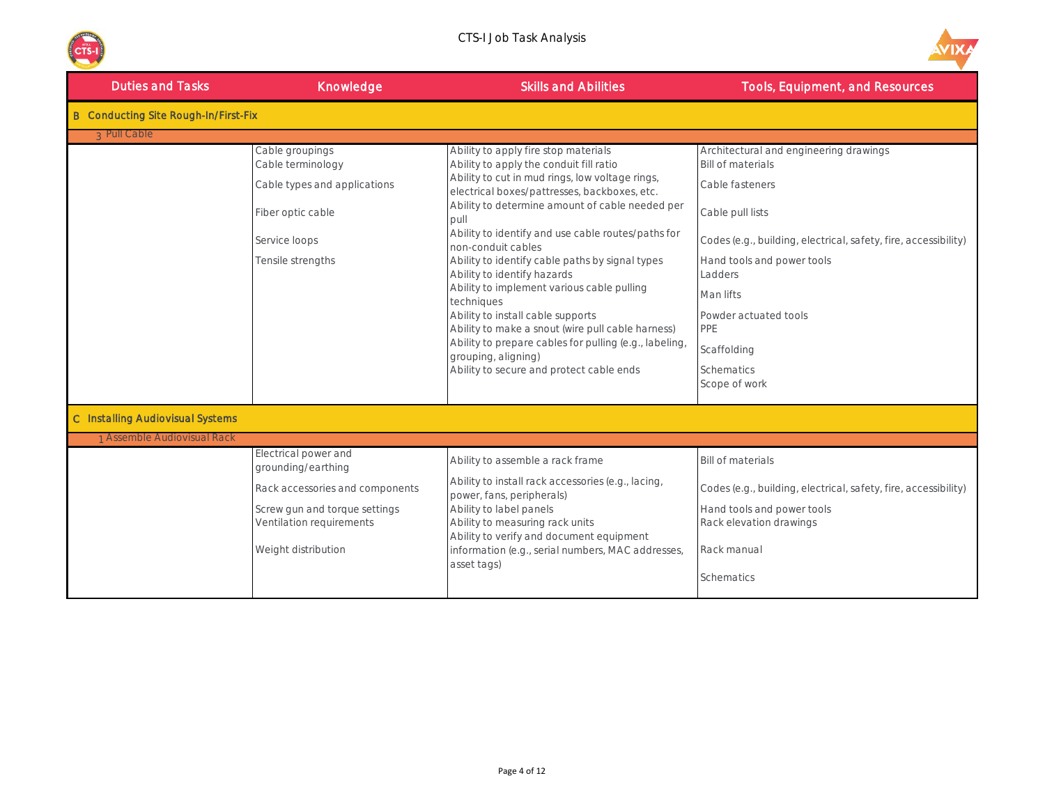| Duties and Tasks | Knowledge | Skills and Abilities | Tools, Equipment, and Resources |
|---|---|---|---|
| **B Conducting Site Rough-In/First-Fix** | | | |
| 3 Pull Cable | | | |
| | Cable groupings<br>Cable terminology<br>Cable types and applications<br>Fiber optic cable<br>Service loops<br>Tensile strengths | Ability to apply fire stop materials<br>Ability to apply the conduit fill ratio<br>Ability to cut in mud rings, low voltage rings, electrical boxes/pattresses, backboxes, etc.<br>Ability to determine amount of cable needed per pull<br>Ability to identify and use cable routes/paths for non-conduit cables<br>Ability to identify cable paths by signal types<br>Ability to identify hazards<br>Ability to implement various cable pulling techniques<br>Ability to install cable supports<br>Ability to make a snout (wire pull cable harness)<br>Ability to prepare cables for pulling (e.g., labeling, grouping, aligning)<br>Ability to secure and protect cable ends | Architectural and engineering drawings<br>Bill of materials<br>Cable fasteners<br>Cable pull lists<br>Codes (e.g., building, electrical, safety, fire, accessibility)<br>Hand tools and power tools<br>Ladders<br>Man lifts<br>Powder actuated tools<br>PPE<br>Scaffolding<br>Schematics<br>Scope of work |
| **C Installing Audiovisual Systems** | | | |
| 1 Assemble Audiovisual Rack | | | |
| | Electrical power and grounding/earthing<br>Rack accessories and components<br>Screw gun and torque settings<br>Ventilation requirements<br>Weight distribution | Ability to assemble a rack frame<br>Ability to install rack accessories (e.g., lacing, power, fans, peripherals)<br>Ability to label panels<br>Ability to measuring rack units<br>Ability to verify and document equipment information (e.g., serial numbers, MAC addresses, asset tags) | Bill of materials<br>Codes (e.g., building, electrical, safety, fire, accessibility)<br>Hand tools and power tools<br>Rack elevation drawings<br>Rack manual<br>Schematics |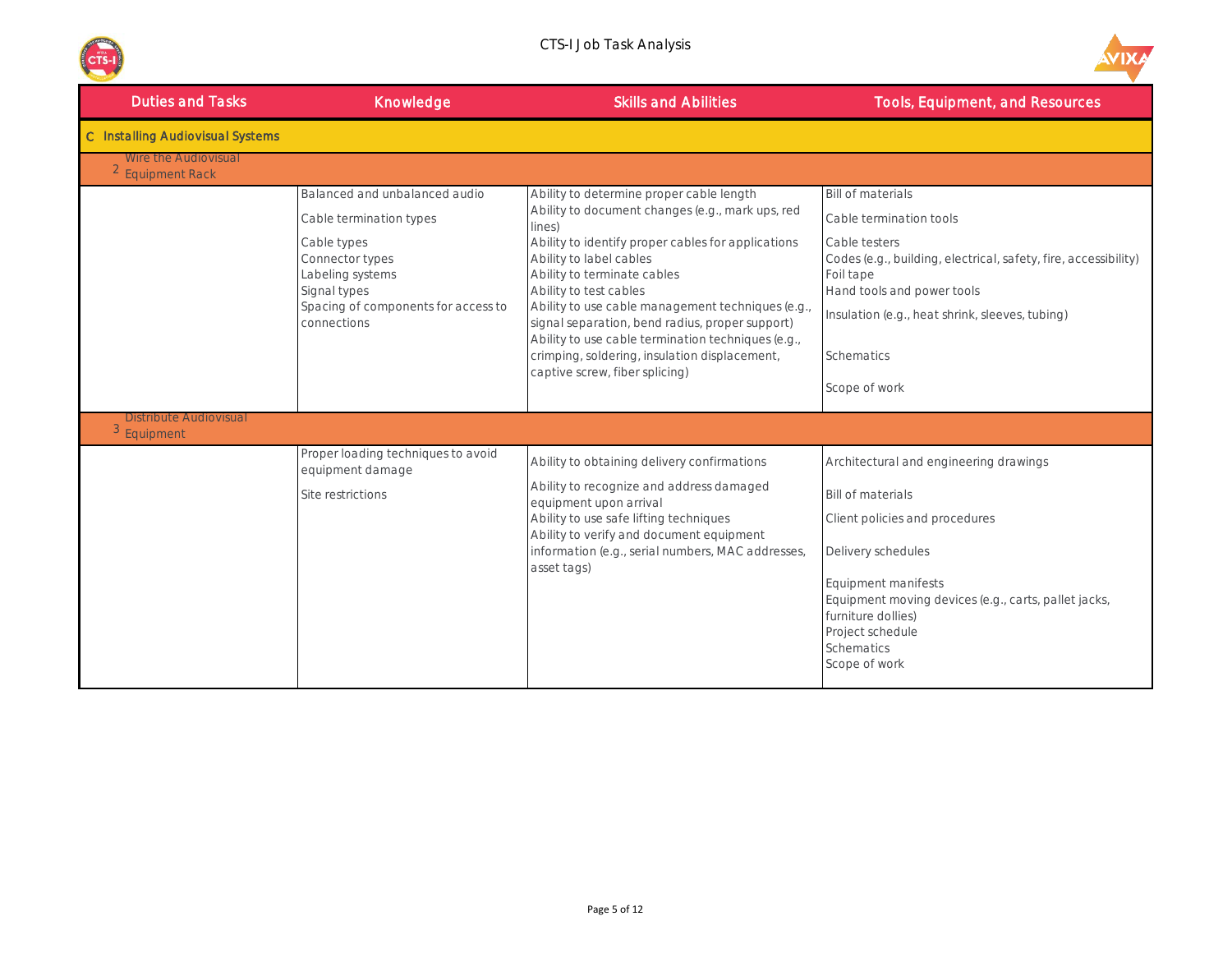| Duties and Tasks | Knowledge | Skills and Abilities | Tools, Equipment, and Resources |
|---|---|---|---|
| **C Installing Audiovisual Systems** | | | |
| 2 Wire the Audiovisual Equipment Rack | | | |
| | Balanced and unbalanced audio<br>Cable termination types<br>Cable types<br>Connector types<br>Labeling systems<br>Signal types<br>Spacing of components for access to connections | Ability to determine proper cable length<br>Ability to document changes (e.g., mark ups, red lines)<br>Ability to identify proper cables for applications<br>Ability to label cables<br>Ability to terminate cables<br>Ability to test cables<br>Ability to use cable management techniques (e.g., signal separation, bend radius, proper support)<br>Ability to use cable termination techniques (e.g., crimping, soldering, insulation displacement, captive screw, fiber splicing) | Bill of materials<br>Cable termination tools<br>Cable testers<br>Codes (e.g., building, electrical, safety, fire, accessibility)<br>Foil tape<br>Hand tools and power tools<br>Insulation (e.g., heat shrink, sleeves, tubing)<br>Schematics<br>Scope of work |
| 3 Distribute Audiovisual Equipment | | | |
| | Proper loading techniques to avoid equipment damage<br>Site restrictions | Ability to obtaining delivery confirmations<br>Ability to recognize and address damaged equipment upon arrival<br>Ability to use safe lifting techniques<br>Ability to verify and document equipment information (e.g., serial numbers, MAC addresses, asset tags) | Architectural and engineering drawings<br>Bill of materials<br>Client policies and procedures<br>Delivery schedules<br>Equipment manifests<br>Equipment moving devices (e.g., carts, pallet jacks, furniture dollies)<br>Project schedule<br>Schematics<br>Scope of work |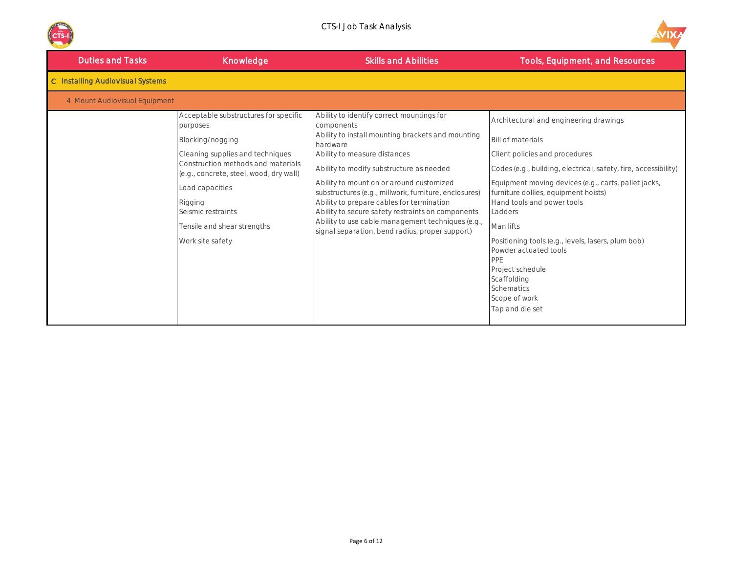# CTS-I Job Task Analysis

| Duties and Tasks | Knowledge | Skills and Abilities | Tools, Equipment, and Resources |
|---|---|---|---|
| **C Installing Audiovisual Systems** | | | |
| 4 Mount Audiovisual Equipment | | | |
| | Acceptable substructures for specific purposes<br>Blocking/nogging<br>Cleaning supplies and techniques<br>Construction methods and materials (e.g., concrete, steel, wood, dry wall)<br>Load capacities<br>Rigging<br>Seismic restraints<br>Tensile and shear strengths<br>Work site safety | Ability to identify correct mountings for components<br>Ability to install mounting brackets and mounting hardware<br>Ability to measure distances<br>Ability to modify substructure as needed<br>Ability to mount on or around customized substructures (e.g., millwork, furniture, enclosures)<br>Ability to prepare cables for termination<br>Ability to secure safety restraints on components<br>Ability to use cable management techniques (e.g., signal separation, bend radius, proper support) | Architectural and engineering drawings<br>Bill of materials<br>Client policies and procedures<br>Codes (e.g., building, electrical, safety, fire, accessibility)<br>Equipment moving devices (e.g., carts, pallet jacks, furniture dollies, equipment hoists)<br>Hand tools and power tools<br>Ladders<br>Man lifts<br>Positioning tools (e.g., levels, lasers, plum bob)<br>Powder actuated tools<br>PPE<br>Project schedule<br>Scaffolding<br>Schematics<br>Scope of work<br>Tap and die set |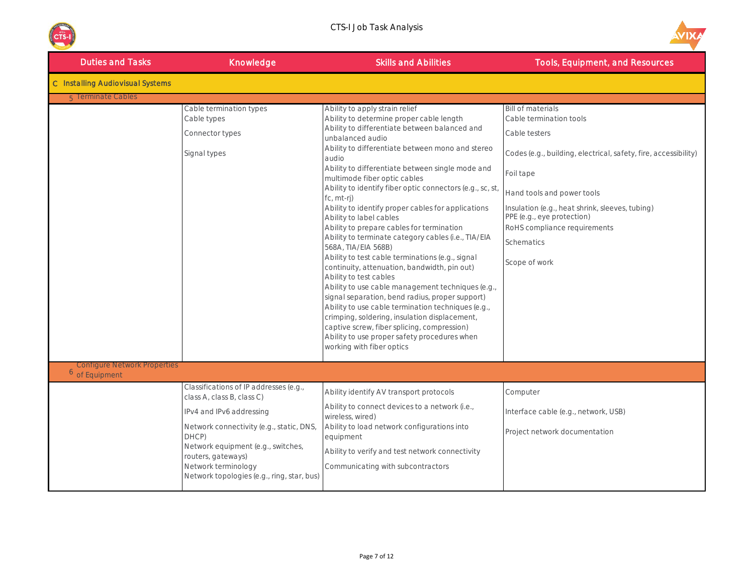| Duties and Tasks | Knowledge | Skills and Abilities | Tools, Equipment, and Resources |
|---|---|---|---|
| **C Installing Audiovisual Systems** | | | |
| 5 Terminate Cables | | | |
| | Cable termination types<br>Cable types<br>Connector types<br>Signal types | Ability to apply strain relief<br>Ability to determine proper cable length<br>Ability to differentiate between balanced and unbalanced audio<br>Ability to differentiate between mono and stereo audio<br>Ability to differentiate between single mode and multimode fiber optic cables<br>Ability to identify fiber optic connectors (e.g., sc, st, fc, mt-rj)<br>Ability to identify proper cables for applications<br>Ability to label cables<br>Ability to prepare cables for termination<br>Ability to terminate category cables (i.e., TIA/EIA 568A, TIA/EIA 568B)<br>Ability to test cable terminations (e.g., signal continuity, attenuation, bandwidth, pin out)<br>Ability to test cables<br>Ability to use cable management techniques (e.g., signal separation, bend radius, proper support)<br>Ability to use cable termination techniques (e.g., crimping, soldering, insulation displacement, captive screw, fiber splicing, compression)<br>Ability to use proper safety procedures when working with fiber optics | Bill of materials<br>Cable termination tools<br>Cable testers<br>Codes (e.g., building, electrical, safety, fire, accessibility)<br>Foil tape<br>Hand tools and power tools<br>Insulation (e.g., heat shrink, sleeves, tubing)<br>PPE (e.g., eye protection)<br>RoHS compliance requirements<br>Schematics<br>Scope of work |
| 6 Configure Network Properties of Equipment | | | |
| | Classifications of IP addresses (e.g., class A, class B, class C)<br>IPv4 and IPv6 addressing<br>Network connectivity (e.g., static, DNS, DHCP)<br>Network equipment (e.g., switches, routers, gateways)<br>Network terminology<br>Network topologies (e.g., ring, star, bus) | Ability identify AV transport protocols<br>Ability to connect devices to a network (i.e., wireless, wired)<br>Ability to load network configurations into equipment<br>Ability to verify and test network connectivity<br>Communicating with subcontractors | Computer<br>Interface cable (e.g., network, USB)<br>Project network documentation |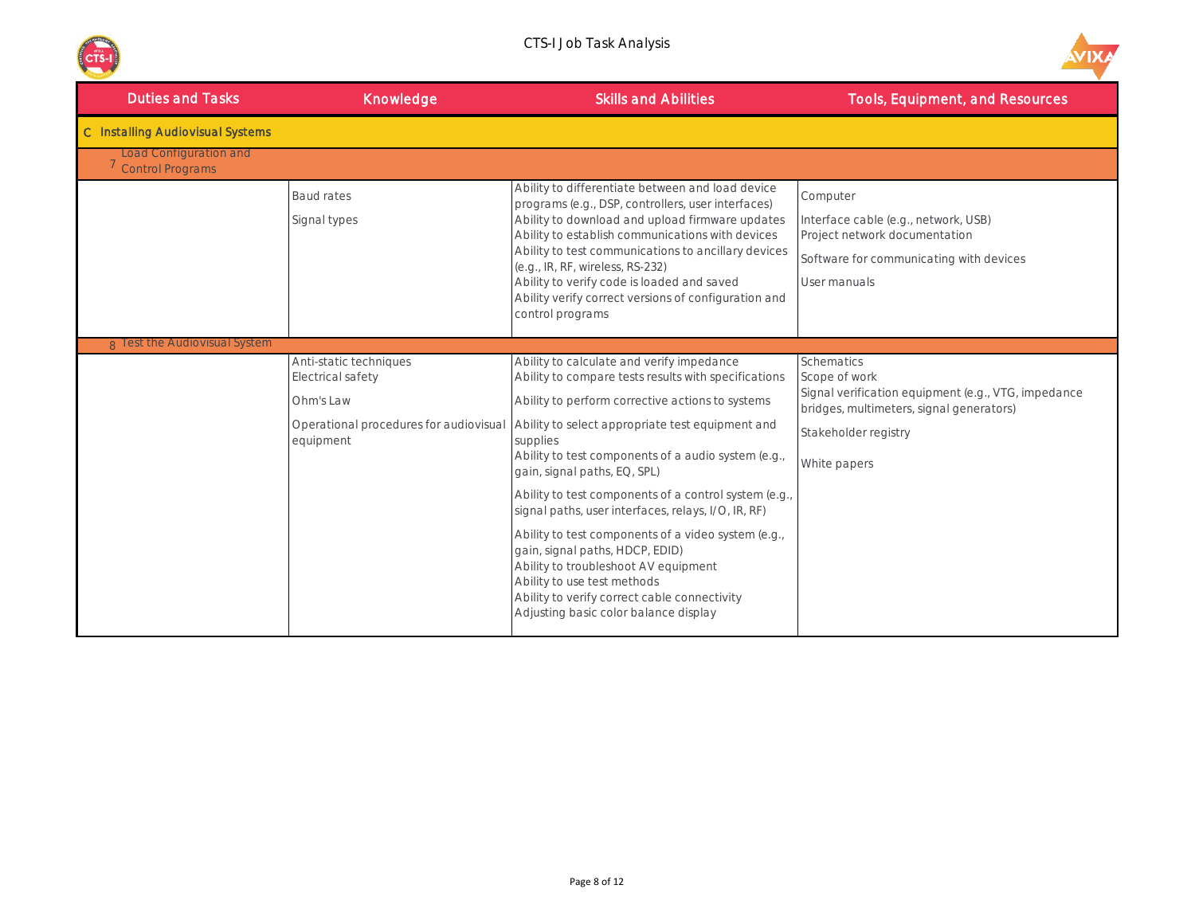| Duties and Tasks | Knowledge | Skills and Abilities | Tools, Equipment, and Resources |
|---|---|---|---|
| **C Installing Audiovisual Systems** | | | |
| 7 Load Configuration and Control Programs | | | |
| | Baud rates<br>Signal types | Ability to differentiate between and load device programs (e.g., DSP, controllers, user interfaces)<br>Ability to download and upload firmware updates<br>Ability to establish communications with devices<br>Ability to test communications to ancillary devices (e.g., IR, RF, wireless, RS-232)<br>Ability to verify code is loaded and saved<br>Ability verify correct versions of configuration and control programs | Computer<br>Interface cable (e.g., network, USB)<br>Project network documentation<br>Software for communicating with devices<br>User manuals |
| 8 Test the Audiovisual System | | | |
| | Anti-static techniques<br>Electrical safety<br>Ohm's Law<br>Operational procedures for audiovisual equipment | Ability to calculate and verify impedance<br>Ability to compare tests results with specifications<br>Ability to perform corrective actions to systems<br>Ability to select appropriate test equipment and supplies<br>Ability to test components of a audio system (e.g., gain, signal paths, EQ, SPL)<br>Ability to test components of a control system (e.g., signal paths, user interfaces, relays, I/O, IR, RF)<br>Ability to test components of a video system (e.g., gain, signal paths, HDCP, EDID)<br>Ability to troubleshoot AV equipment<br>Ability to use test methods<br>Ability to verify correct cable connectivity<br>Adjusting basic color balance display | Schematics<br>Scope of work<br>Signal verification equipment (e.g., VTG, impedance bridges, multimeters, signal generators)<br>Stakeholder registry<br>White papers |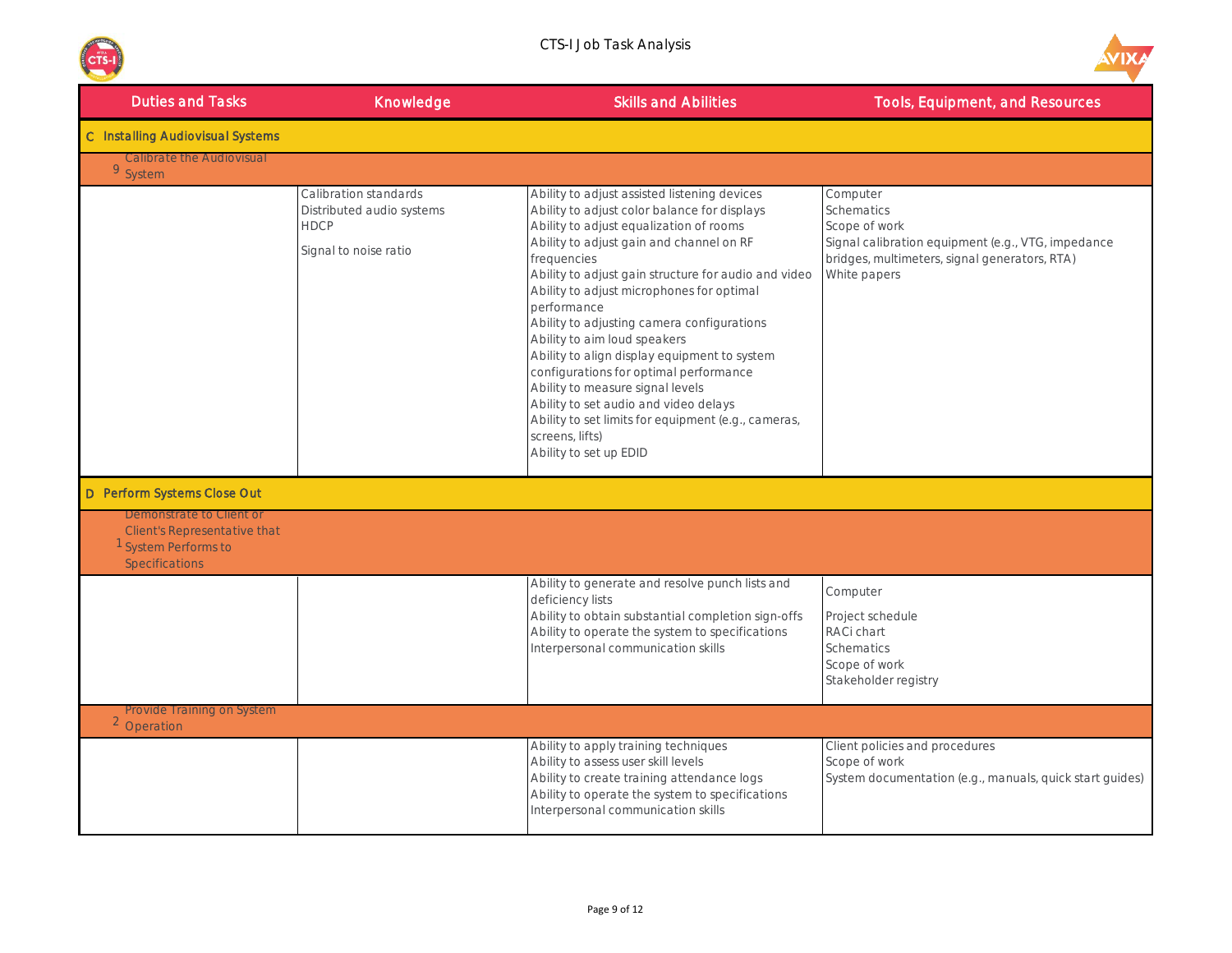| Duties and Tasks | Knowledge | Skills and Abilities | Tools, Equipment, and Resources |
|---|---|---|---|
| **C Installing Audiovisual Systems** | | | |
| 9 Calibrate the Audiovisual System | | | |
| | Calibration standards<br>Distributed audio systems<br>HDCP<br><br>Signal to noise ratio | Ability to adjust assisted listening devices<br>Ability to adjust color balance for displays<br>Ability to adjust equalization of rooms<br>Ability to adjust gain and channel on RF frequencies<br>Ability to adjust gain structure for audio and video<br>Ability to adjust microphones for optimal performance<br>Ability to adjusting camera configurations<br>Ability to aim loud speakers<br>Ability to align display equipment to system configurations for optimal performance<br>Ability to measure signal levels<br>Ability to set audio and video delays<br>Ability to set limits for equipment (e.g., cameras, screens, lifts)<br>Ability to set up EDID | Computer<br>Schematics<br>Scope of work<br>Signal calibration equipment (e.g., VTG, impedance bridges, multimeters, signal generators, RTA)<br>White papers |
| **D Perform Systems Close Out** | | | |
| 1 Demonstrate to Client or Client's Representative that System Performs to Specifications | | | |
| | | Ability to generate and resolve punch lists and deficiency lists<br>Ability to obtain substantial completion sign-offs<br>Ability to operate the system to specifications<br>Interpersonal communication skills | Computer<br><br>Project schedule<br>RACi chart<br>Schematics<br>Scope of work<br>Stakeholder registry |
| 2 Provide Training on System Operation | | | |
| | | Ability to apply training techniques<br>Ability to assess user skill levels<br>Ability to create training attendance logs<br>Ability to operate the system to specifications<br>Interpersonal communication skills | Client policies and procedures<br>Scope of work<br>System documentation (e.g., manuals, quick start guides) |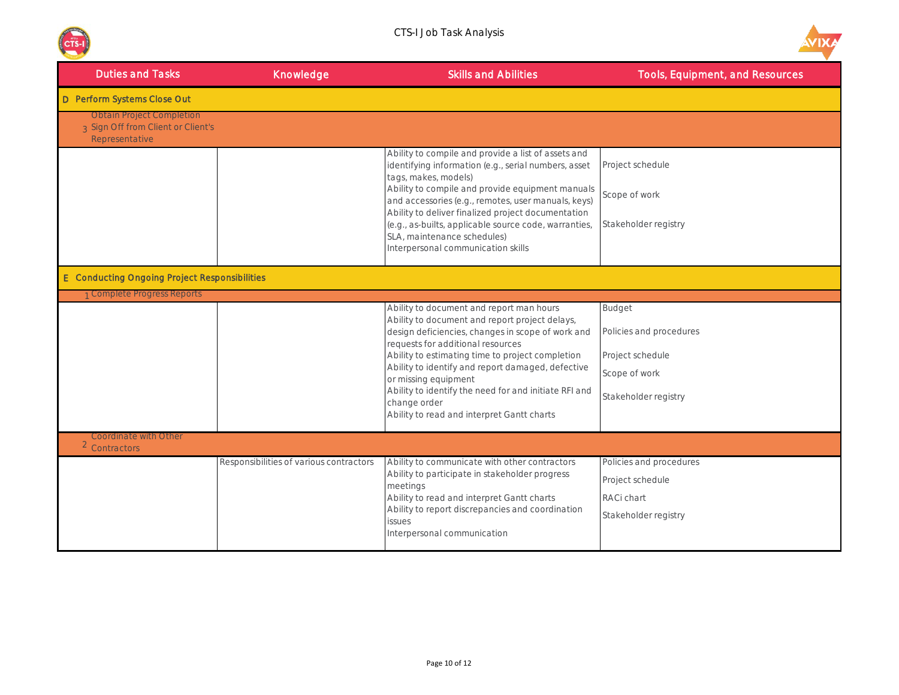| Duties and Tasks | Knowledge | Skills and Abilities | Tools, Equipment, and Resources |
|---|---|---|---|
| **D Perform Systems Close Out** | | | |
| 3 Obtain Project Completion Sign Off from Client or Client's Representative | | | |
| | | Ability to compile and provide a list of assets and identifying information (e.g., serial numbers, asset tags, makes, models)<br>Ability to compile and provide equipment manuals and accessories (e.g., remotes, user manuals, keys)<br>Ability to deliver finalized project documentation (e.g., as-builts, applicable source code, warranties, SLA, maintenance schedules)<br>Interpersonal communication skills | Project schedule<br>Scope of work<br>Stakeholder registry |
| **E Conducting Ongoing Project Responsibilities** | | | |
| 1 Complete Progress Reports | | | |
| | | Ability to document and report man hours<br>Ability to document and report project delays, design deficiencies, changes in scope of work and requests for additional resources<br>Ability to estimating time to project completion<br>Ability to identify and report damaged, defective or missing equipment<br>Ability to identify the need for and initiate RFI and change order<br>Ability to read and interpret Gantt charts | Budget<br>Policies and procedures<br>Project schedule<br>Scope of work<br>Stakeholder registry |
| 2 Coordinate with Other Contractors | | | |
| | Responsibilities of various contractors | Ability to communicate with other contractors<br>Ability to participate in stakeholder progress meetings<br>Ability to read and interpret Gantt charts<br>Ability to report discrepancies and coordination issues<br>Interpersonal communication | Policies and procedures<br>Project schedule<br>RACi chart<br>Stakeholder registry |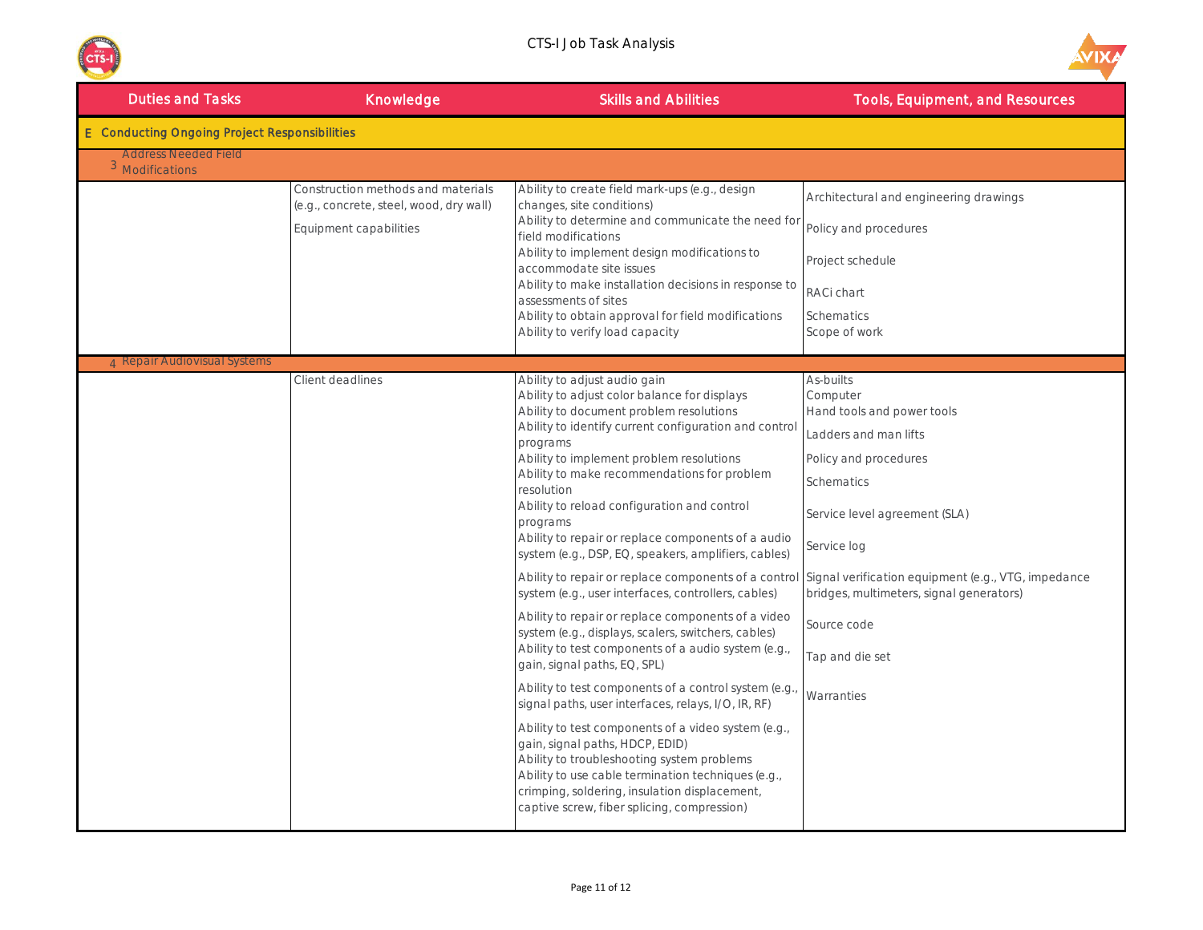| Duties and Tasks | Knowledge | Skills and Abilities | Tools, Equipment, and Resources |
|---|---|---|---|
| **E Conducting Ongoing Project Responsibilities** | | | |
| 3 Address Needed Field Modifications | | | |
| | Construction methods and materials (e.g., concrete, steel, wood, dry wall)<br>Equipment capabilities | Ability to create field mark-ups (e.g., design changes, site conditions)<br>Ability to determine and communicate the need for field modifications<br>Ability to implement design modifications to accommodate site issues<br>Ability to make installation decisions in response to assessments of sites<br>Ability to obtain approval for field modifications<br>Ability to verify load capacity | Architectural and engineering drawings<br>Policy and procedures<br>Project schedule<br>RACi chart<br>Schematics<br>Scope of work |
| 4 Repair Audiovisual Systems | | | |
| | Client deadlines | Ability to adjust audio gain<br>Ability to adjust color balance for displays<br>Ability to document problem resolutions<br>Ability to identify current configuration and control programs<br>Ability to implement problem resolutions<br>Ability to make recommendations for problem resolution<br>Ability to reload configuration and control programs<br>Ability to repair or replace components of a audio system (e.g., DSP, EQ, speakers, amplifiers, cables)<br>Ability to repair or replace components of a control system (e.g., user interfaces, controllers, cables)<br>Ability to repair or replace components of a video system (e.g., displays, scalers, switchers, cables)<br>Ability to test components of a audio system (e.g., gain, signal paths, EQ, SPL)<br>Ability to test components of a control system (e.g., signal paths, user interfaces, relays, I/O, IR, RF)<br>Ability to test components of a video system (e.g., gain, signal paths, HDCP, EDID)<br>Ability to troubleshooting system problems<br>Ability to use cable termination techniques (e.g., crimping, soldering, insulation displacement, captive screw, fiber splicing, compression) | As-builts<br>Computer<br>Hand tools and power tools<br>Ladders and man lifts<br>Policy and procedures<br>Schematics<br>Service level agreement (SLA)<br>Service log<br>Signal verification equipment (e.g., VTG, impedance bridges, multimeters, signal generators)<br>Source code<br>Tap and die set<br>Warranties |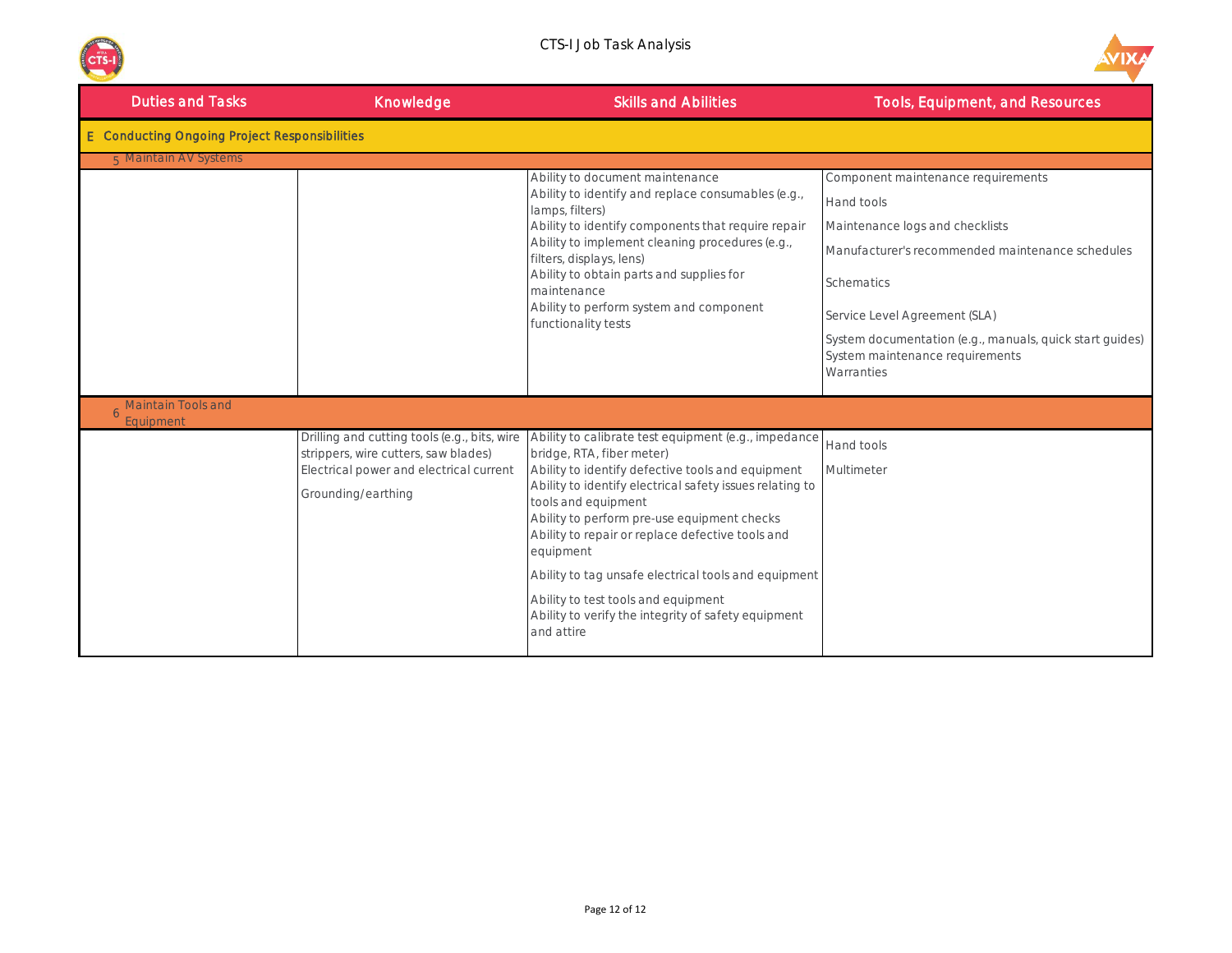| Duties and Tasks | Knowledge | Skills and Abilities | Tools, Equipment, and Resources |
|---|---|---|---|
| **E Conducting Ongoing Project Responsibilities** | | | |
| 5 Maintain AV Systems | | | |
| | | Ability to document maintenance<br>Ability to identify and replace consumables (e.g., lamps, filters)<br>Ability to identify components that require repair<br>Ability to implement cleaning procedures (e.g., filters, displays, lens)<br>Ability to obtain parts and supplies for maintenance<br>Ability to perform system and component functionality tests | Component maintenance requirements<br>Hand tools<br>Maintenance logs and checklists<br>Manufacturer's recommended maintenance schedules<br>Schematics<br>Service Level Agreement (SLA)<br>System documentation (e.g., manuals, quick start guides)<br>System maintenance requirements<br>Warranties |
| 6 Maintain Tools and Equipment | | | |
| | Drilling and cutting tools (e.g., bits, wire strippers, wire cutters, saw blades)<br>Electrical power and electrical current<br>Grounding/earthing | Ability to calibrate test equipment (e.g., impedance bridge, RTA, fiber meter)<br>Ability to identify defective tools and equipment<br>Ability to identify electrical safety issues relating to tools and equipment<br>Ability to perform pre-use equipment checks<br>Ability to repair or replace defective tools and equipment<br>Ability to tag unsafe electrical tools and equipment<br>Ability to test tools and equipment<br>Ability to verify the integrity of safety equipment and attire | Hand tools<br>Multimeter |